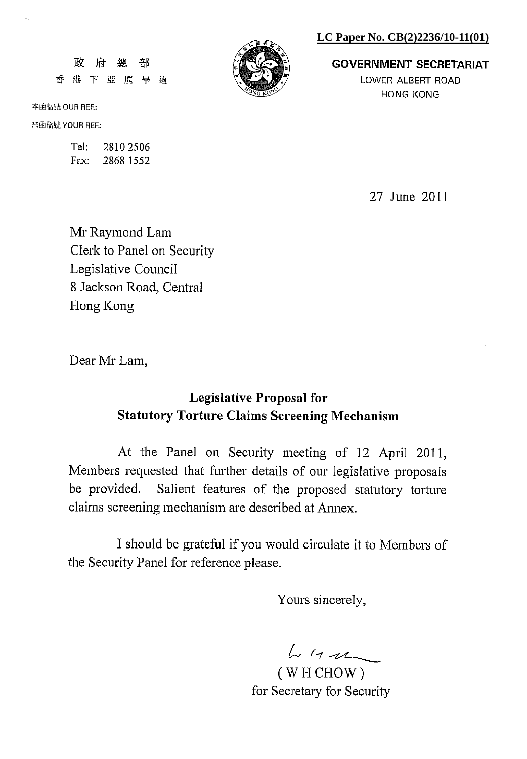**LC Paper No. CB(2)2236/10-11(01)**

政 府 總 部
香 港 下 亞 厘 畢 道

**GOVERNMENT SECRETARIAT**
LOWER ALBERT ROAD
HONG KONG

本函檔號 OUR REF.:

來函檔號 YOUR REF.:

Tel: 2810 2506
Fax: 2868 1552

27 June 2011

Mr Raymond Lam
Clerk to Panel on Security
Legislative Council
8 Jackson Road, Central
Hong Kong

Dear Mr Lam,

**Legislative Proposal for Statutory Torture Claims Screening Mechanism**

At the Panel on Security meeting of 12 April 2011, Members requested that further details of our legislative proposals be provided. Salient features of the proposed statutory torture claims screening mechanism are described at Annex.

I should be grateful if you would circulate it to Members of the Security Panel for reference please.

Yours sincerely,

( W H CHOW )
for Secretary for Security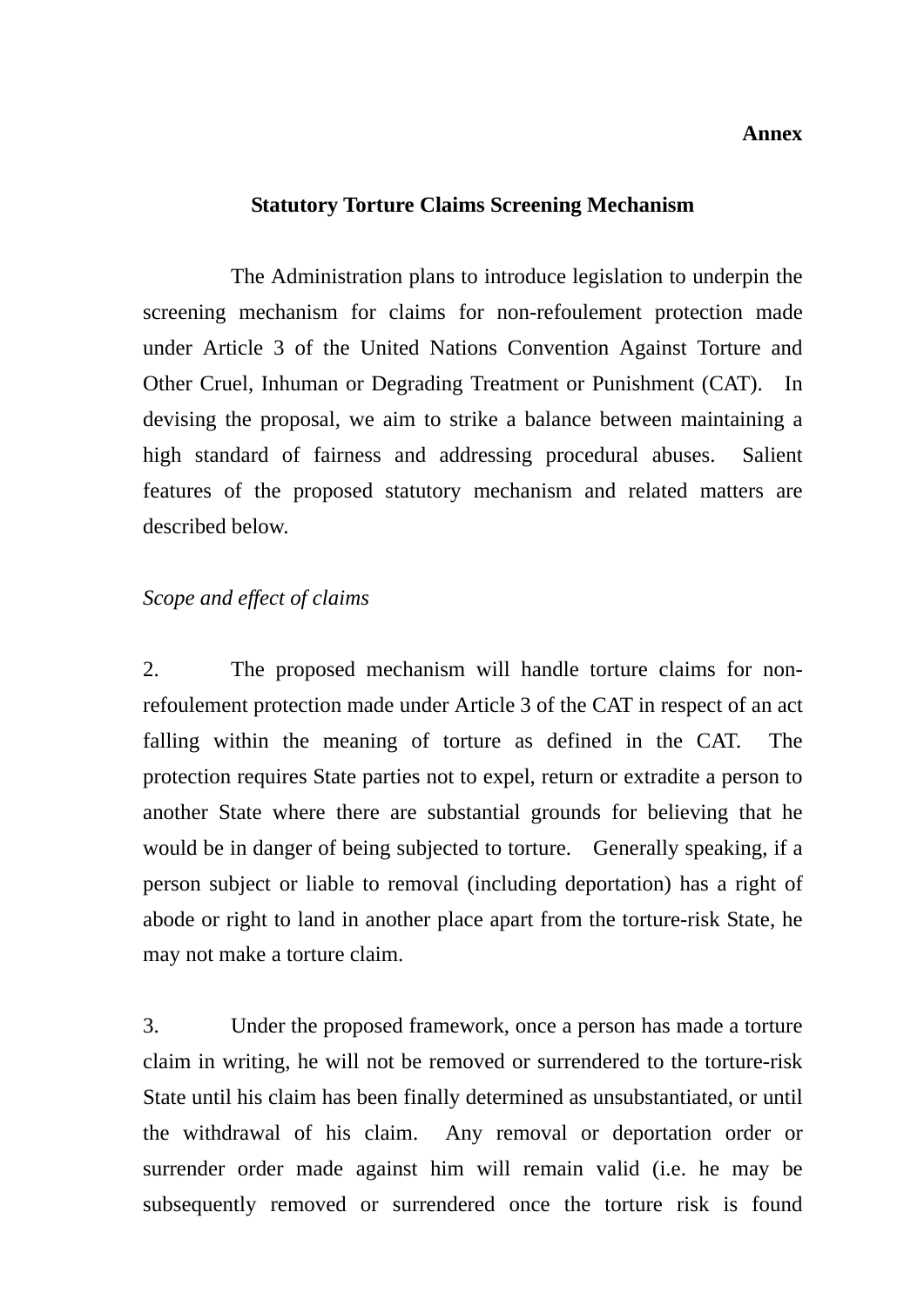**Annex**

**Statutory Torture Claims Screening Mechanism**

The Administration plans to introduce legislation to underpin the screening mechanism for claims for non-refoulement protection made under Article 3 of the United Nations Convention Against Torture and Other Cruel, Inhuman or Degrading Treatment or Punishment (CAT). In devising the proposal, we aim to strike a balance between maintaining a high standard of fairness and addressing procedural abuses. Salient features of the proposed statutory mechanism and related matters are described below.

*Scope and effect of claims*

2. The proposed mechanism will handle torture claims for non-refoulement protection made under Article 3 of the CAT in respect of an act falling within the meaning of torture as defined in the CAT. The protection requires State parties not to expel, return or extradite a person to another State where there are substantial grounds for believing that he would be in danger of being subjected to torture. Generally speaking, if a person subject or liable to removal (including deportation) has a right of abode or right to land in another place apart from the torture-risk State, he may not make a torture claim.

3. Under the proposed framework, once a person has made a torture claim in writing, he will not be removed or surrendered to the torture-risk State until his claim has been finally determined as unsubstantiated, or until the withdrawal of his claim. Any removal or deportation order or surrender order made against him will remain valid (i.e. he may be subsequently removed or surrendered once the torture risk is found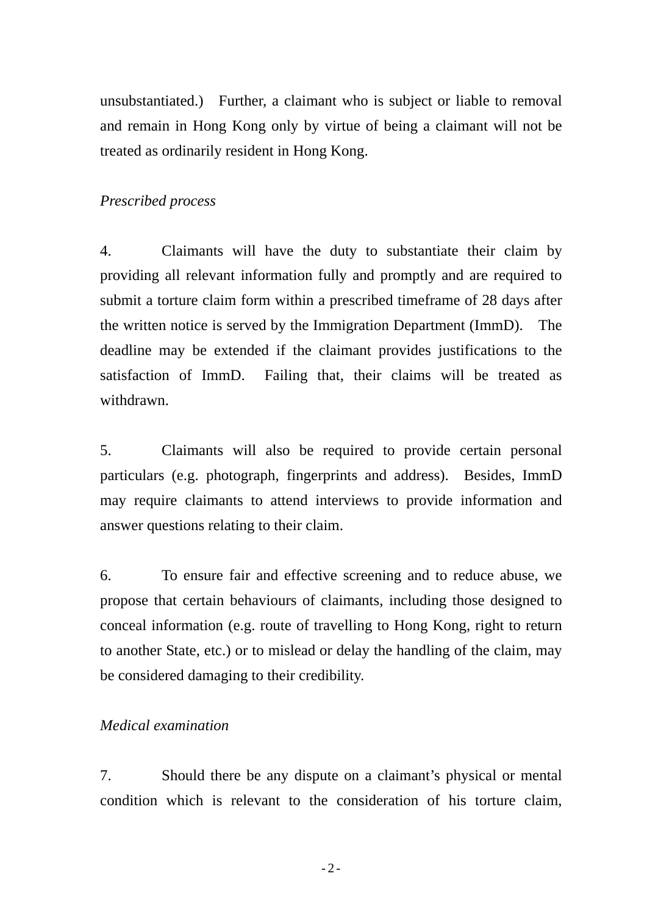unsubstantiated.) Further, a claimant who is subject or liable to removal and remain in Hong Kong only by virtue of being a claimant will not be treated as ordinarily resident in Hong Kong.

*Prescribed process*

4. Claimants will have the duty to substantiate their claim by providing all relevant information fully and promptly and are required to submit a torture claim form within a prescribed timeframe of 28 days after the written notice is served by the Immigration Department (ImmD). The deadline may be extended if the claimant provides justifications to the satisfaction of ImmD. Failing that, their claims will be treated as withdrawn.

5. Claimants will also be required to provide certain personal particulars (e.g. photograph, fingerprints and address). Besides, ImmD may require claimants to attend interviews to provide information and answer questions relating to their claim.

6. To ensure fair and effective screening and to reduce abuse, we propose that certain behaviours of claimants, including those designed to conceal information (e.g. route of travelling to Hong Kong, right to return to another State, etc.) or to mislead or delay the handling of the claim, may be considered damaging to their credibility.

*Medical examination*

7. Should there be any dispute on a claimant's physical or mental condition which is relevant to the consideration of his torture claim,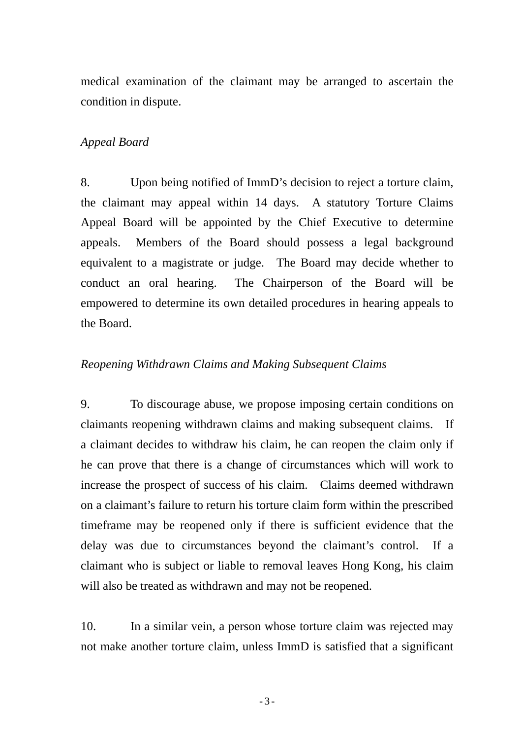medical examination of the claimant may be arranged to ascertain the condition in dispute.

*Appeal Board*

8. Upon being notified of ImmD's decision to reject a torture claim, the claimant may appeal within 14 days. A statutory Torture Claims Appeal Board will be appointed by the Chief Executive to determine appeals. Members of the Board should possess a legal background equivalent to a magistrate or judge. The Board may decide whether to conduct an oral hearing. The Chairperson of the Board will be empowered to determine its own detailed procedures in hearing appeals to the Board.

*Reopening Withdrawn Claims and Making Subsequent Claims*

9. To discourage abuse, we propose imposing certain conditions on claimants reopening withdrawn claims and making subsequent claims. If a claimant decides to withdraw his claim, he can reopen the claim only if he can prove that there is a change of circumstances which will work to increase the prospect of success of his claim. Claims deemed withdrawn on a claimant's failure to return his torture claim form within the prescribed timeframe may be reopened only if there is sufficient evidence that the delay was due to circumstances beyond the claimant's control. If a claimant who is subject or liable to removal leaves Hong Kong, his claim will also be treated as withdrawn and may not be reopened.

10. In a similar vein, a person whose torture claim was rejected may not make another torture claim, unless ImmD is satisfied that a significant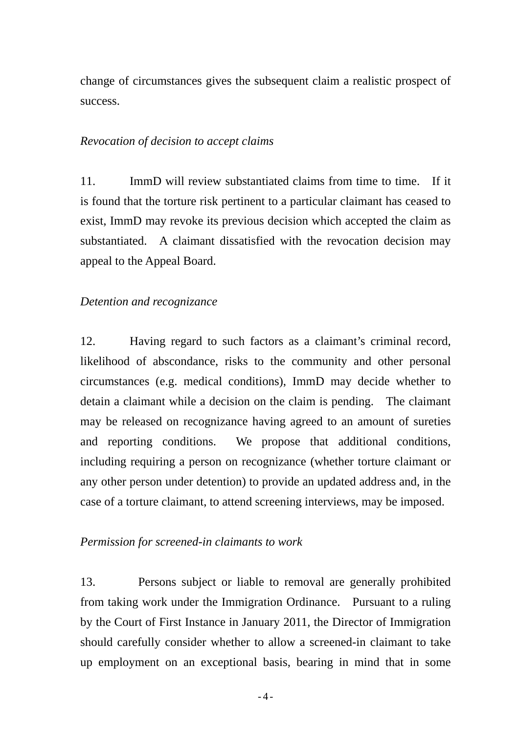change of circumstances gives the subsequent claim a realistic prospect of success.

*Revocation of decision to accept claims*

11. ImmD will review substantiated claims from time to time. If it is found that the torture risk pertinent to a particular claimant has ceased to exist, ImmD may revoke its previous decision which accepted the claim as substantiated. A claimant dissatisfied with the revocation decision may appeal to the Appeal Board.

*Detention and recognizance*

12. Having regard to such factors as a claimant's criminal record, likelihood of abscondance, risks to the community and other personal circumstances (e.g. medical conditions), ImmD may decide whether to detain a claimant while a decision on the claim is pending. The claimant may be released on recognizance having agreed to an amount of sureties and reporting conditions. We propose that additional conditions, including requiring a person on recognizance (whether torture claimant or any other person under detention) to provide an updated address and, in the case of a torture claimant, to attend screening interviews, may be imposed.

*Permission for screened-in claimants to work*

13. Persons subject or liable to removal are generally prohibited from taking work under the Immigration Ordinance. Pursuant to a ruling by the Court of First Instance in January 2011, the Director of Immigration should carefully consider whether to allow a screened-in claimant to take up employment on an exceptional basis, bearing in mind that in some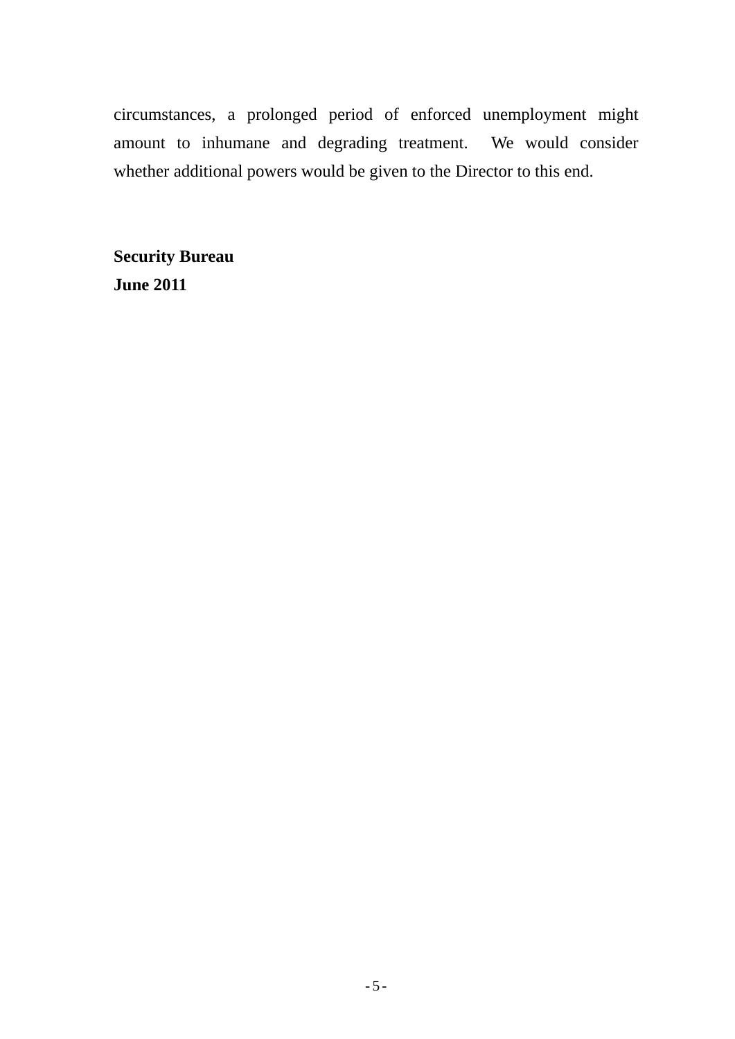circumstances, a prolonged period of enforced unemployment might amount to inhumane and degrading treatment. We would consider whether additional powers would be given to the Director to this end.

**Security Bureau**
**June 2011**